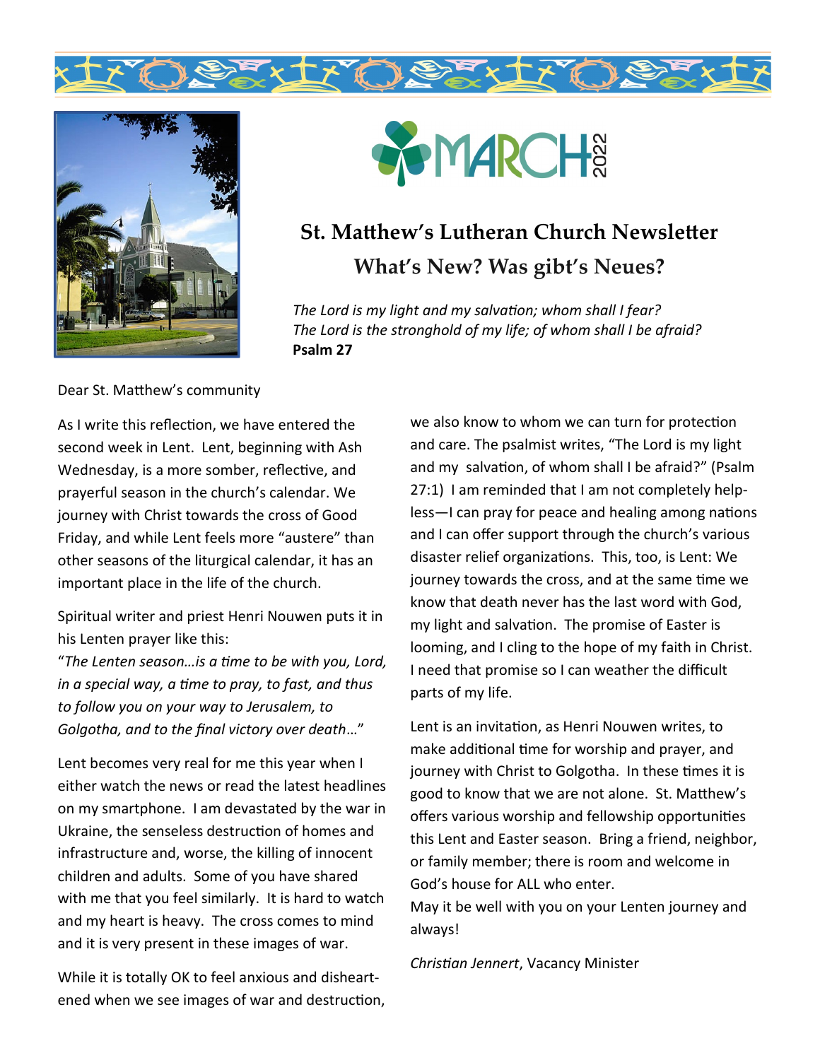MARCH 2022

# St. Matthew's Lutheran Church Newsletter

## What's New? Was gibt's Neues?

*The Lord is my light and my salvation; whom shall I fear?*
*The Lord is the stronghold of my life; of whom shall I be afraid?*
**Psalm 27**

Dear St. Matthew's community

As I write this reflection, we have entered the second week in Lent. Lent, beginning with Ash Wednesday, is a more somber, reflective, and prayerful season in the church's calendar. We journey with Christ towards the cross of Good Friday, and while Lent feels more "austere" than other seasons of the liturgical calendar, it has an important place in the life of the church.

Spiritual writer and priest Henri Nouwen puts it in his Lenten prayer like this:
"*The Lenten season…is a time to be with you, Lord, in a special way, a time to pray, to fast, and thus to follow you on your way to Jerusalem, to Golgotha, and to the final victory over death*…"

Lent becomes very real for me this year when I either watch the news or read the latest headlines on my smartphone. I am devastated by the war in Ukraine, the senseless destruction of homes and infrastructure and, worse, the killing of innocent children and adults. Some of you have shared with me that you feel similarly. It is hard to watch and my heart is heavy. The cross comes to mind and it is very present in these images of war.

While it is totally OK to feel anxious and disheartened when we see images of war and destruction, we also know to whom we can turn for protection and care. The psalmist writes, "The Lord is my light and my salvation, of whom shall I be afraid?" (Psalm 27:1) I am reminded that I am not completely helpless—I can pray for peace and healing among nations and I can offer support through the church's various disaster relief organizations. This, too, is Lent: We journey towards the cross, and at the same time we know that death never has the last word with God, my light and salvation. The promise of Easter is looming, and I cling to the hope of my faith in Christ. I need that promise so I can weather the difficult parts of my life.

Lent is an invitation, as Henri Nouwen writes, to make additional time for worship and prayer, and journey with Christ to Golgotha. In these times it is good to know that we are not alone. St. Matthew's offers various worship and fellowship opportunities this Lent and Easter season. Bring a friend, neighbor, or family member; there is room and welcome in God's house for ALL who enter.
May it be well with you on your Lenten journey and always!

*Christian Jennert*, Vacancy Minister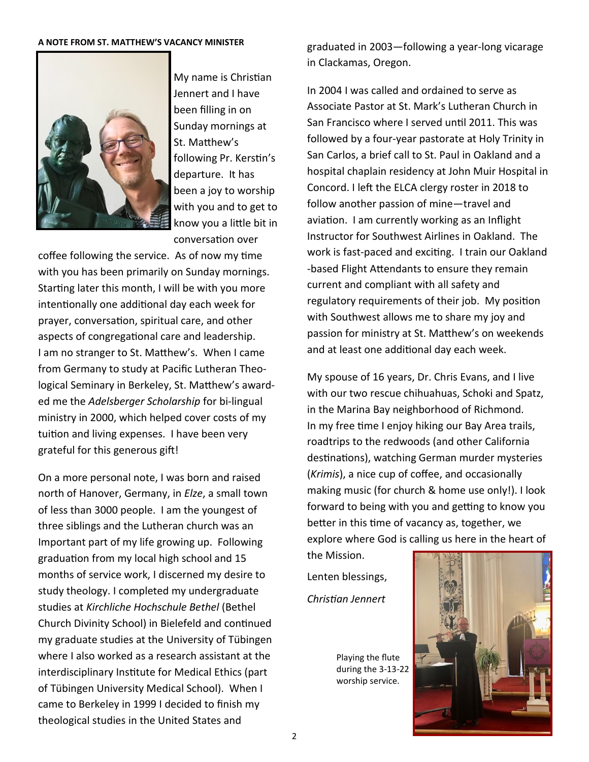**A NOTE FROM ST. MATTHEW'S VACANCY MINISTER**

My name is Christian Jennert and I have been filling in on Sunday mornings at St. Matthew's following Pr. Kerstin's departure. It has been a joy to worship with you and to get to know you a little bit in conversation over coffee following the service. As of now my time with you has been primarily on Sunday mornings. Starting later this month, I will be with you more intentionally one additional day each week for prayer, conversation, spiritual care, and other aspects of congregational care and leadership. I am no stranger to St. Matthew's. When I came from Germany to study at Pacific Lutheran Theological Seminary in Berkeley, St. Matthew's awarded me the *Adelsberger Scholarship* for bi-lingual ministry in 2000, which helped cover costs of my tuition and living expenses. I have been very grateful for this generous gift!

On a more personal note, I was born and raised north of Hanover, Germany, in *Elze*, a small town of less than 3000 people. I am the youngest of three siblings and the Lutheran church was an Important part of my life growing up. Following graduation from my local high school and 15 months of service work, I discerned my desire to study theology. I completed my undergraduate studies at *Kirchliche Hochschule Bethel* (Bethel Church Divinity School) in Bielefeld and continued my graduate studies at the University of Tübingen where I also worked as a research assistant at the interdisciplinary Institute for Medical Ethics (part of Tübingen University Medical School). When I came to Berkeley in 1999 I decided to finish my theological studies in the United States and graduated in 2003—following a year-long vicarage in Clackamas, Oregon.

In 2004 I was called and ordained to serve as Associate Pastor at St. Mark's Lutheran Church in San Francisco where I served until 2011. This was followed by a four-year pastorate at Holy Trinity in San Carlos, a brief call to St. Paul in Oakland and a hospital chaplain residency at John Muir Hospital in Concord. I left the ELCA clergy roster in 2018 to follow another passion of mine—travel and aviation. I am currently working as an Inflight Instructor for Southwest Airlines in Oakland. The work is fast-paced and exciting. I train our Oakland-based Flight Attendants to ensure they remain current and compliant with all safety and regulatory requirements of their job. My position with Southwest allows me to share my joy and passion for ministry at St. Matthew's on weekends and at least one additional day each week.

My spouse of 16 years, Dr. Chris Evans, and I live with our two rescue chihuahuas, Schoki and Spatz, in the Marina Bay neighborhood of Richmond. In my free time I enjoy hiking our Bay Area trails, roadtrips to the redwoods (and other California destinations), watching German murder mysteries (*Krimis*), a nice cup of coffee, and occasionally making music (for church & home use only!). I look forward to being with you and getting to know you better in this time of vacancy as, together, we explore where God is calling us here in the heart of the Mission.

Lenten blessings,

*Christian Jennert*

Playing the flute during the 3-13-22 worship service.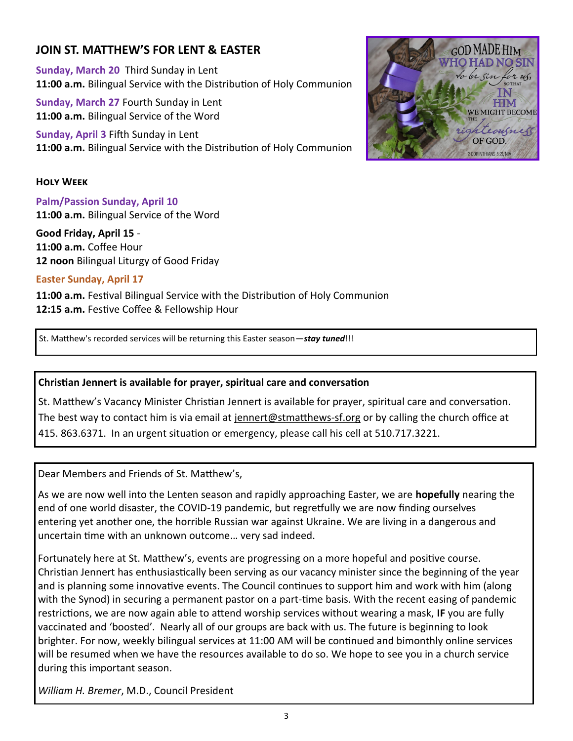## JOIN ST. MATTHEW'S FOR LENT & EASTER

**Sunday, March 20** Third Sunday in Lent
**11:00 a.m.** Bilingual Service with the Distribution of Holy Communion

**Sunday, March 27** Fourth Sunday in Lent
**11:00 a.m.** Bilingual Service of the Word

**Sunday, April 3** Fifth Sunday in Lent
**11:00 a.m.** Bilingual Service with the Distribution of Holy Communion

### HOLY WEEK

**Palm/Passion Sunday, April 10**
**11:00 a.m.** Bilingual Service of the Word

**Good Friday, April 15** -
**11:00 a.m.** Coffee Hour
**12 noon** Bilingual Liturgy of Good Friday

**Easter Sunday, April 17**

**11:00 a.m.** Festival Bilingual Service with the Distribution of Holy Communion
**12:15 a.m.** Festive Coffee & Fellowship Hour

St. Matthew's recorded services will be returning this Easter season—***stay tuned***!!!

**Christian Jennert is available for prayer, spiritual care and conversation**

St. Matthew's Vacancy Minister Christian Jennert is available for prayer, spiritual care and conversation. The best way to contact him is via email at jennert@stmatthews-sf.org or by calling the church office at 415. 863.6371. In an urgent situation or emergency, please call his cell at 510.717.3221.

Dear Members and Friends of St. Matthew's,

As we are now well into the Lenten season and rapidly approaching Easter, we are **hopefully** nearing the end of one world disaster, the COVID-19 pandemic, but regretfully we are now finding ourselves entering yet another one, the horrible Russian war against Ukraine. We are living in a dangerous and uncertain time with an unknown outcome… very sad indeed.

Fortunately here at St. Matthew's, events are progressing on a more hopeful and positive course. Christian Jennert has enthusiastically been serving as our vacancy minister since the beginning of the year and is planning some innovative events. The Council continues to support him and work with him (along with the Synod) in securing a permanent pastor on a part-time basis. With the recent easing of pandemic restrictions, we are now again able to attend worship services without wearing a mask, **IF** you are fully vaccinated and 'boosted'. Nearly all of our groups are back with us. The future is beginning to look brighter. For now, weekly bilingual services at 11:00 AM will be continued and bimonthly online services will be resumed when we have the resources available to do so. We hope to see you in a church service during this important season.

*William H. Bremer*, M.D., Council President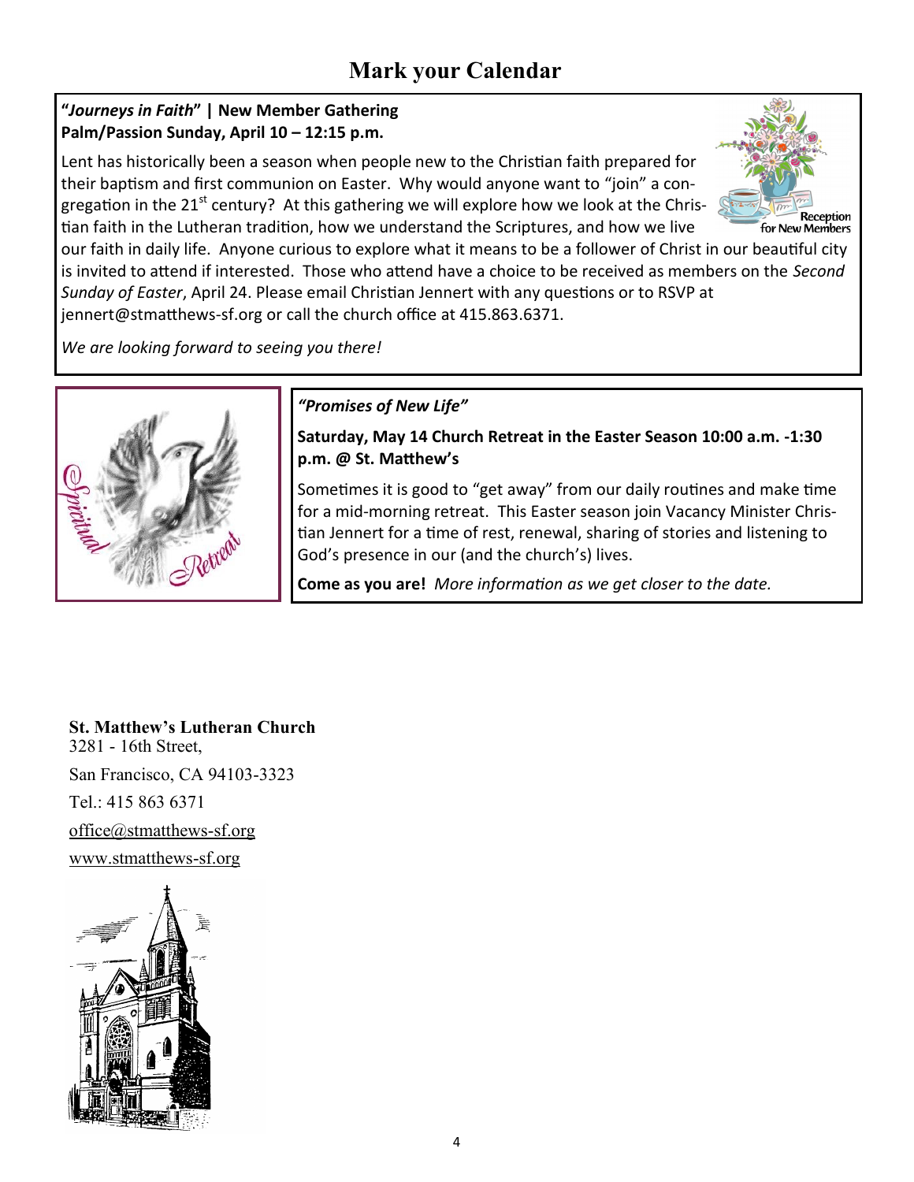# Mark your Calendar

**"*Journeys in Faith*" | New Member Gathering**
**Palm/Passion Sunday, April 10 – 12:15 p.m.**

Lent has historically been a season when people new to the Christian faith prepared for their baptism and first communion on Easter. Why would anyone want to "join" a congregation in the 21st century? At this gathering we will explore how we look at the Christian faith in the Lutheran tradition, how we understand the Scriptures, and how we live our faith in daily life. Anyone curious to explore what it means to be a follower of Christ in our beautiful city is invited to attend if interested. Those who attend have a choice to be received as members on the *Second Sunday of Easter*, April 24. Please email Christian Jennert with any questions or to RSVP at jennert@stmatthews-sf.org or call the church office at 415.863.6371.

*We are looking forward to seeing you there!*

***"Promises of New Life"***

**Saturday, May 14 Church Retreat in the Easter Season 10:00 a.m. -1:30 p.m. @ St. Matthew's**

Sometimes it is good to "get away" from our daily routines and make time for a mid-morning retreat. This Easter season join Vacancy Minister Christian Jennert for a time of rest, renewal, sharing of stories and listening to God's presence in our (and the church's) lives.

**Come as you are!** *More information as we get closer to the date.*

**St. Matthew's Lutheran Church**
3281 - 16th Street,
San Francisco, CA 94103-3323
Tel.: 415 863 6371
office@stmatthews-sf.org
www.stmatthews-sf.org